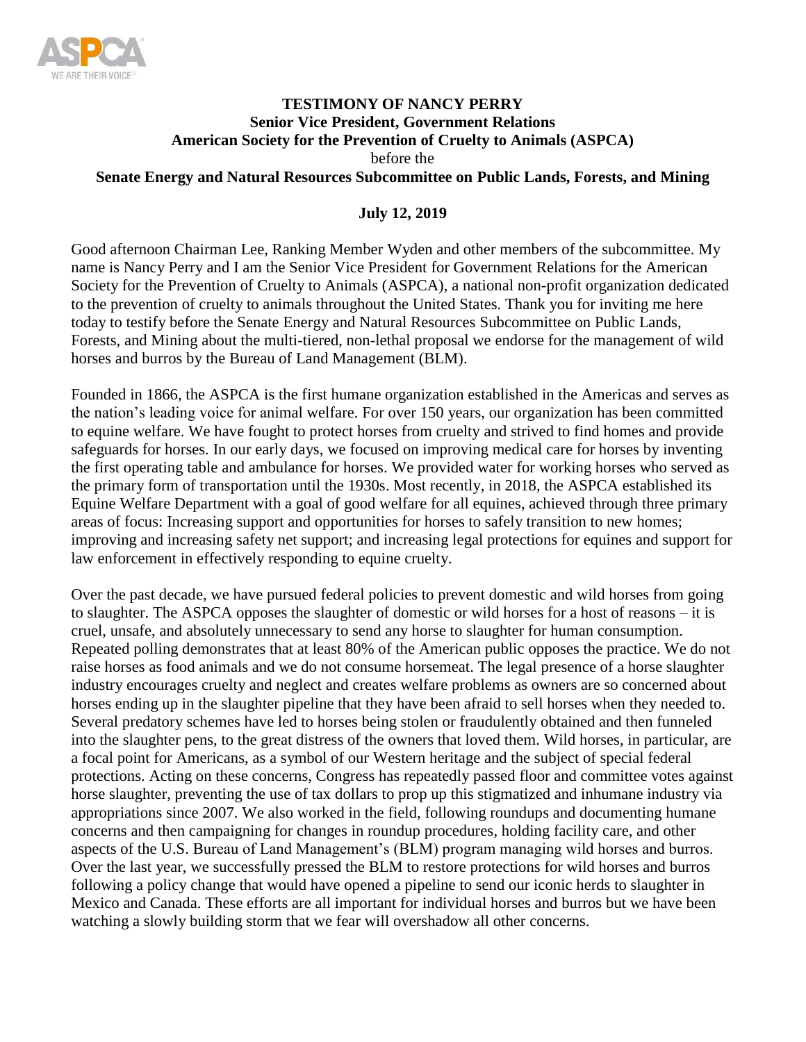**TESTIMONY OF NANCY PERRY**
**Senior Vice President, Government Relations**
**American Society for the Prevention of Cruelty to Animals (ASPCA)**
before the
**Senate Energy and Natural Resources Subcommittee on Public Lands, Forests, and Mining**

**July 12, 2019**

Good afternoon Chairman Lee, Ranking Member Wyden and other members of the subcommittee. My name is Nancy Perry and I am the Senior Vice President for Government Relations for the American Society for the Prevention of Cruelty to Animals (ASPCA), a national non-profit organization dedicated to the prevention of cruelty to animals throughout the United States. Thank you for inviting me here today to testify before the Senate Energy and Natural Resources Subcommittee on Public Lands, Forests, and Mining about the multi-tiered, non-lethal proposal we endorse for the management of wild horses and burros by the Bureau of Land Management (BLM).

Founded in 1866, the ASPCA is the first humane organization established in the Americas and serves as the nation's leading voice for animal welfare. For over 150 years, our organization has been committed to equine welfare. We have fought to protect horses from cruelty and strived to find homes and provide safeguards for horses. In our early days, we focused on improving medical care for horses by inventing the first operating table and ambulance for horses. We provided water for working horses who served as the primary form of transportation until the 1930s. Most recently, in 2018, the ASPCA established its Equine Welfare Department with a goal of good welfare for all equines, achieved through three primary areas of focus: Increasing support and opportunities for horses to safely transition to new homes; improving and increasing safety net support; and increasing legal protections for equines and support for law enforcement in effectively responding to equine cruelty.

Over the past decade, we have pursued federal policies to prevent domestic and wild horses from going to slaughter. The ASPCA opposes the slaughter of domestic or wild horses for a host of reasons – it is cruel, unsafe, and absolutely unnecessary to send any horse to slaughter for human consumption. Repeated polling demonstrates that at least 80% of the American public opposes the practice. We do not raise horses as food animals and we do not consume horsemeat. The legal presence of a horse slaughter industry encourages cruelty and neglect and creates welfare problems as owners are so concerned about horses ending up in the slaughter pipeline that they have been afraid to sell horses when they needed to. Several predatory schemes have led to horses being stolen or fraudulently obtained and then funneled into the slaughter pens, to the great distress of the owners that loved them. Wild horses, in particular, are a focal point for Americans, as a symbol of our Western heritage and the subject of special federal protections. Acting on these concerns, Congress has repeatedly passed floor and committee votes against horse slaughter, preventing the use of tax dollars to prop up this stigmatized and inhumane industry via appropriations since 2007. We also worked in the field, following roundups and documenting humane concerns and then campaigning for changes in roundup procedures, holding facility care, and other aspects of the U.S. Bureau of Land Management's (BLM) program managing wild horses and burros. Over the last year, we successfully pressed the BLM to restore protections for wild horses and burros following a policy change that would have opened a pipeline to send our iconic herds to slaughter in Mexico and Canada. These efforts are all important for individual horses and burros but we have been watching a slowly building storm that we fear will overshadow all other concerns.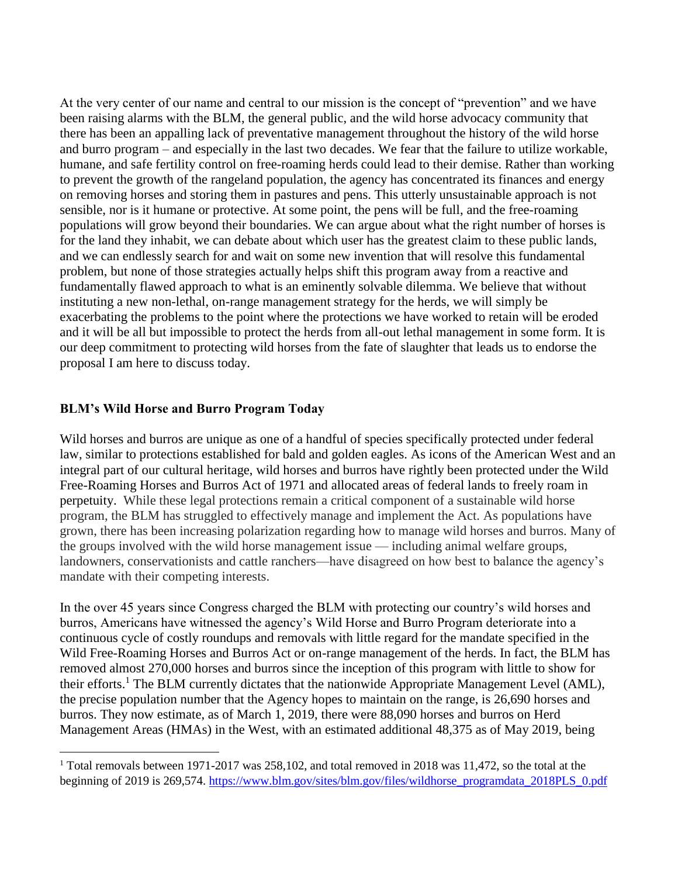At the very center of our name and central to our mission is the concept of "prevention" and we have been raising alarms with the BLM, the general public, and the wild horse advocacy community that there has been an appalling lack of preventative management throughout the history of the wild horse and burro program – and especially in the last two decades. We fear that the failure to utilize workable, humane, and safe fertility control on free-roaming herds could lead to their demise. Rather than working to prevent the growth of the rangeland population, the agency has concentrated its finances and energy on removing horses and storing them in pastures and pens. This utterly unsustainable approach is not sensible, nor is it humane or protective. At some point, the pens will be full, and the free-roaming populations will grow beyond their boundaries. We can argue about what the right number of horses is for the land they inhabit, we can debate about which user has the greatest claim to these public lands, and we can endlessly search for and wait on some new invention that will resolve this fundamental problem, but none of those strategies actually helps shift this program away from a reactive and fundamentally flawed approach to what is an eminently solvable dilemma. We believe that without instituting a new non-lethal, on-range management strategy for the herds, we will simply be exacerbating the problems to the point where the protections we have worked to retain will be eroded and it will be all but impossible to protect the herds from all-out lethal management in some form. It is our deep commitment to protecting wild horses from the fate of slaughter that leads us to endorse the proposal I am here to discuss today.

**BLM's Wild Horse and Burro Program Today**

Wild horses and burros are unique as one of a handful of species specifically protected under federal law, similar to protections established for bald and golden eagles. As icons of the American West and an integral part of our cultural heritage, wild horses and burros have rightly been protected under the Wild Free-Roaming Horses and Burros Act of 1971 and allocated areas of federal lands to freely roam in perpetuity. While these legal protections remain a critical component of a sustainable wild horse program, the BLM has struggled to effectively manage and implement the Act. As populations have grown, there has been increasing polarization regarding how to manage wild horses and burros. Many of the groups involved with the wild horse management issue — including animal welfare groups, landowners, conservationists and cattle ranchers—have disagreed on how best to balance the agency's mandate with their competing interests.

In the over 45 years since Congress charged the BLM with protecting our country's wild horses and burros, Americans have witnessed the agency's Wild Horse and Burro Program deteriorate into a continuous cycle of costly roundups and removals with little regard for the mandate specified in the Wild Free-Roaming Horses and Burros Act or on-range management of the herds. In fact, the BLM has removed almost 270,000 horses and burros since the inception of this program with little to show for their efforts.[1] The BLM currently dictates that the nationwide Appropriate Management Level (AML), the precise population number that the Agency hopes to maintain on the range, is 26,690 horses and burros. They now estimate, as of March 1, 2019, there were 88,090 horses and burros on Herd Management Areas (HMAs) in the West, with an estimated additional 48,375 as of May 2019, being

[1] Total removals between 1971-2017 was 258,102, and total removed in 2018 was 11,472, so the total at the beginning of 2019 is 269,574. https://www.blm.gov/sites/blm.gov/files/wildhorse_programdata_2018PLS_0.pdf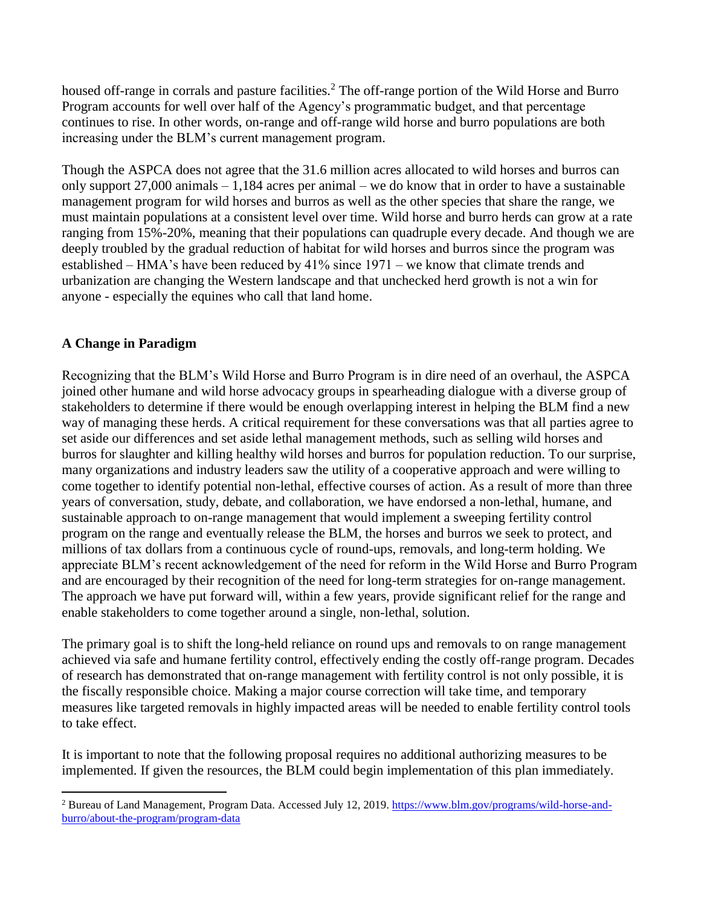housed off-range in corrals and pasture facilities.[2] The off-range portion of the Wild Horse and Burro Program accounts for well over half of the Agency's programmatic budget, and that percentage continues to rise. In other words, on-range and off-range wild horse and burro populations are both increasing under the BLM's current management program.

Though the ASPCA does not agree that the 31.6 million acres allocated to wild horses and burros can only support 27,000 animals – 1,184 acres per animal – we do know that in order to have a sustainable management program for wild horses and burros as well as the other species that share the range, we must maintain populations at a consistent level over time. Wild horse and burro herds can grow at a rate ranging from 15%-20%, meaning that their populations can quadruple every decade. And though we are deeply troubled by the gradual reduction of habitat for wild horses and burros since the program was established – HMA's have been reduced by 41% since 1971 – we know that climate trends and urbanization are changing the Western landscape and that unchecked herd growth is not a win for anyone - especially the equines who call that land home.

**A Change in Paradigm**

Recognizing that the BLM's Wild Horse and Burro Program is in dire need of an overhaul, the ASPCA joined other humane and wild horse advocacy groups in spearheading dialogue with a diverse group of stakeholders to determine if there would be enough overlapping interest in helping the BLM find a new way of managing these herds. A critical requirement for these conversations was that all parties agree to set aside our differences and set aside lethal management methods, such as selling wild horses and burros for slaughter and killing healthy wild horses and burros for population reduction. To our surprise, many organizations and industry leaders saw the utility of a cooperative approach and were willing to come together to identify potential non-lethal, effective courses of action. As a result of more than three years of conversation, study, debate, and collaboration, we have endorsed a non-lethal, humane, and sustainable approach to on-range management that would implement a sweeping fertility control program on the range and eventually release the BLM, the horses and burros we seek to protect, and millions of tax dollars from a continuous cycle of round-ups, removals, and long-term holding. We appreciate BLM's recent acknowledgement of the need for reform in the Wild Horse and Burro Program and are encouraged by their recognition of the need for long-term strategies for on-range management. The approach we have put forward will, within a few years, provide significant relief for the range and enable stakeholders to come together around a single, non-lethal, solution.

The primary goal is to shift the long-held reliance on round ups and removals to on range management achieved via safe and humane fertility control, effectively ending the costly off-range program. Decades of research has demonstrated that on-range management with fertility control is not only possible, it is the fiscally responsible choice. Making a major course correction will take time, and temporary measures like targeted removals in highly impacted areas will be needed to enable fertility control tools to take effect.

It is important to note that the following proposal requires no additional authorizing measures to be implemented. If given the resources, the BLM could begin implementation of this plan immediately.

[2] Bureau of Land Management, Program Data. Accessed July 12, 2019. https://www.blm.gov/programs/wild-horse-and-burro/about-the-program/program-data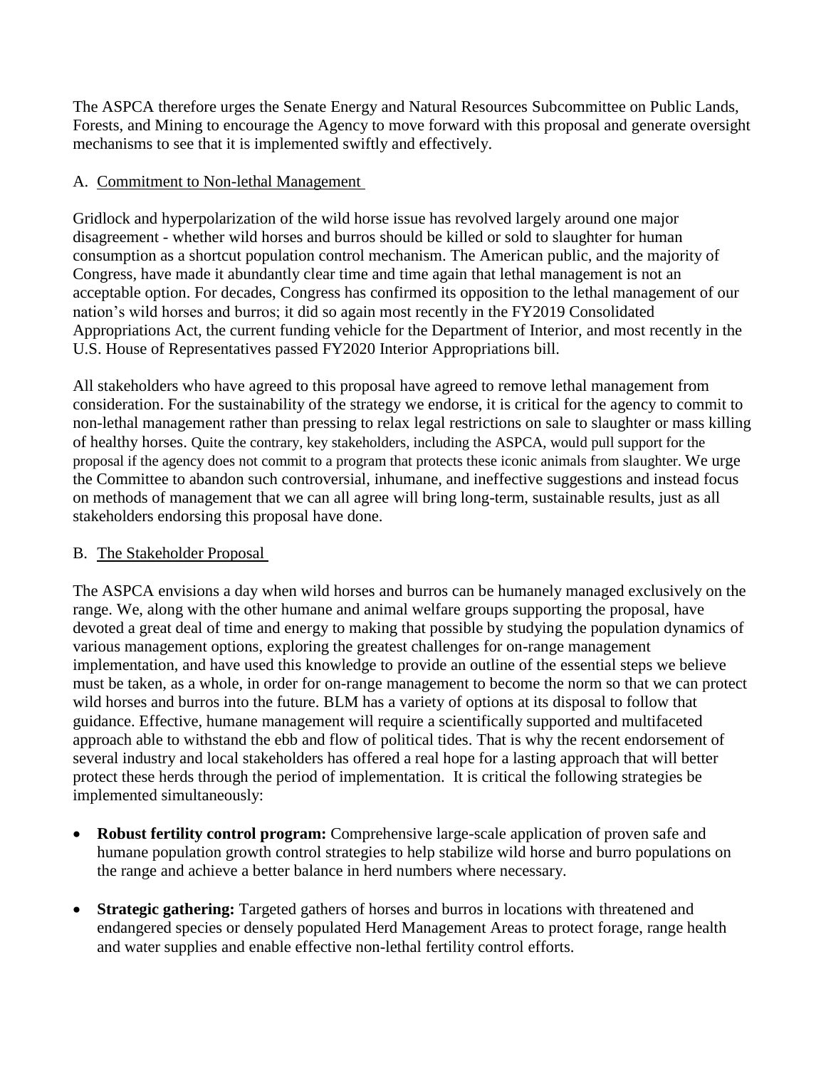The ASPCA therefore urges the Senate Energy and Natural Resources Subcommittee on Public Lands, Forests, and Mining to encourage the Agency to move forward with this proposal and generate oversight mechanisms to see that it is implemented swiftly and effectively.

A. Commitment to Non-lethal Management

Gridlock and hyperpolarization of the wild horse issue has revolved largely around one major disagreement - whether wild horses and burros should be killed or sold to slaughter for human consumption as a shortcut population control mechanism. The American public, and the majority of Congress, have made it abundantly clear time and time again that lethal management is not an acceptable option. For decades, Congress has confirmed its opposition to the lethal management of our nation's wild horses and burros; it did so again most recently in the FY2019 Consolidated Appropriations Act, the current funding vehicle for the Department of Interior, and most recently in the U.S. House of Representatives passed FY2020 Interior Appropriations bill.

All stakeholders who have agreed to this proposal have agreed to remove lethal management from consideration. For the sustainability of the strategy we endorse, it is critical for the agency to commit to non-lethal management rather than pressing to relax legal restrictions on sale to slaughter or mass killing of healthy horses. Quite the contrary, key stakeholders, including the ASPCA, would pull support for the proposal if the agency does not commit to a program that protects these iconic animals from slaughter. We urge the Committee to abandon such controversial, inhumane, and ineffective suggestions and instead focus on methods of management that we can all agree will bring long-term, sustainable results, just as all stakeholders endorsing this proposal have done.

B. The Stakeholder Proposal

The ASPCA envisions a day when wild horses and burros can be humanely managed exclusively on the range. We, along with the other humane and animal welfare groups supporting the proposal, have devoted a great deal of time and energy to making that possible by studying the population dynamics of various management options, exploring the greatest challenges for on-range management implementation, and have used this knowledge to provide an outline of the essential steps we believe must be taken, as a whole, in order for on-range management to become the norm so that we can protect wild horses and burros into the future. BLM has a variety of options at its disposal to follow that guidance. Effective, humane management will require a scientifically supported and multifaceted approach able to withstand the ebb and flow of political tides. That is why the recent endorsement of several industry and local stakeholders has offered a real hope for a lasting approach that will better protect these herds through the period of implementation. It is critical the following strategies be implemented simultaneously:

- **Robust fertility control program:** Comprehensive large-scale application of proven safe and humane population growth control strategies to help stabilize wild horse and burro populations on the range and achieve a better balance in herd numbers where necessary.
- **Strategic gathering:** Targeted gathers of horses and burros in locations with threatened and endangered species or densely populated Herd Management Areas to protect forage, range health and water supplies and enable effective non-lethal fertility control efforts.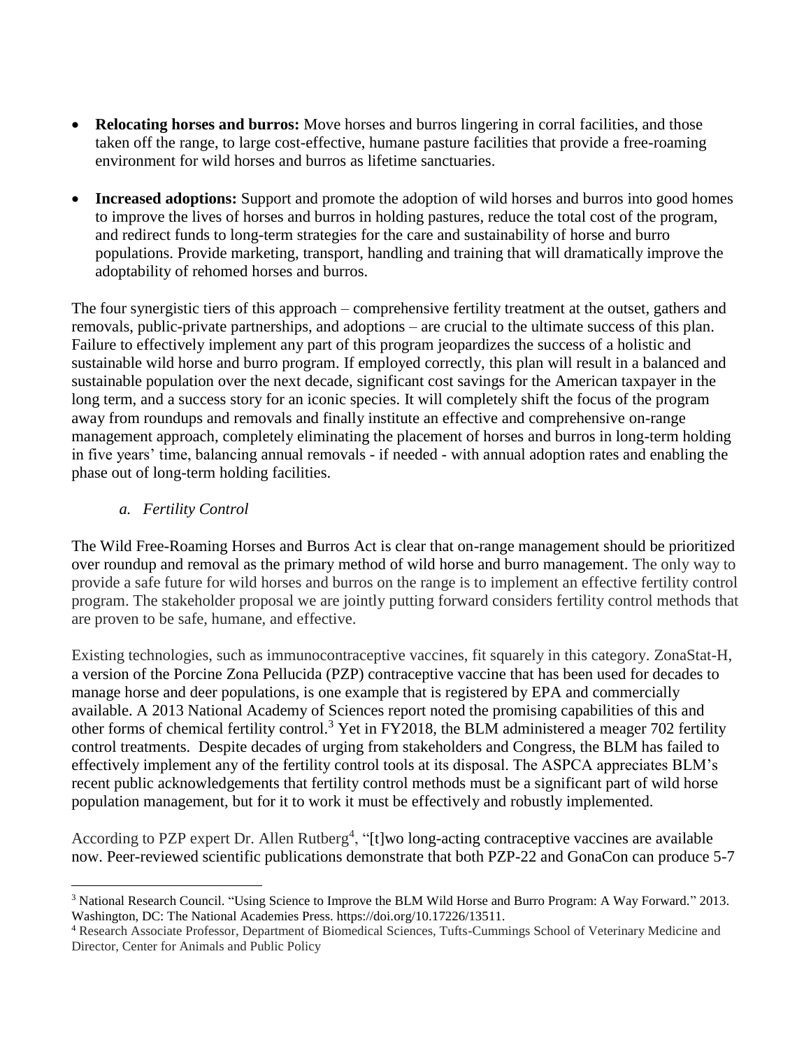- **Relocating horses and burros:** Move horses and burros lingering in corral facilities, and those taken off the range, to large cost-effective, humane pasture facilities that provide a free-roaming environment for wild horses and burros as lifetime sanctuaries.

- **Increased adoptions:** Support and promote the adoption of wild horses and burros into good homes to improve the lives of horses and burros in holding pastures, reduce the total cost of the program, and redirect funds to long-term strategies for the care and sustainability of horse and burro populations. Provide marketing, transport, handling and training that will dramatically improve the adoptability of rehomed horses and burros.

The four synergistic tiers of this approach – comprehensive fertility treatment at the outset, gathers and removals, public-private partnerships, and adoptions – are crucial to the ultimate success of this plan. Failure to effectively implement any part of this program jeopardizes the success of a holistic and sustainable wild horse and burro program. If employed correctly, this plan will result in a balanced and sustainable population over the next decade, significant cost savings for the American taxpayer in the long term, and a success story for an iconic species. It will completely shift the focus of the program away from roundups and removals and finally institute an effective and comprehensive on-range management approach, completely eliminating the placement of horses and burros in long-term holding in five years' time, balancing annual removals - if needed - with annual adoption rates and enabling the phase out of long-term holding facilities.

### *a. Fertility Control*

The Wild Free-Roaming Horses and Burros Act is clear that on-range management should be prioritized over roundup and removal as the primary method of wild horse and burro management. The only way to provide a safe future for wild horses and burros on the range is to implement an effective fertility control program. The stakeholder proposal we are jointly putting forward considers fertility control methods that are proven to be safe, humane, and effective.

Existing technologies, such as immunocontraceptive vaccines, fit squarely in this category. ZonaStat-H, a version of the Porcine Zona Pellucida (PZP) contraceptive vaccine that has been used for decades to manage horse and deer populations, is one example that is registered by EPA and commercially available. A 2013 National Academy of Sciences report noted the promising capabilities of this and other forms of chemical fertility control.[3] Yet in FY2018, the BLM administered a meager 702 fertility control treatments. Despite decades of urging from stakeholders and Congress, the BLM has failed to effectively implement any of the fertility control tools at its disposal. The ASPCA appreciates BLM's recent public acknowledgements that fertility control methods must be a significant part of wild horse population management, but for it to work it must be effectively and robustly implemented.

According to PZP expert Dr. Allen Rutberg[4], "[t]wo long-acting contraceptive vaccines are available now. Peer-reviewed scientific publications demonstrate that both PZP-22 and GonaCon can produce 5-7

[3] National Research Council. "Using Science to Improve the BLM Wild Horse and Burro Program: A Way Forward." 2013. Washington, DC: The National Academies Press. https://doi.org/10.17226/13511.

[4] Research Associate Professor, Department of Biomedical Sciences, Tufts-Cummings School of Veterinary Medicine and Director, Center for Animals and Public Policy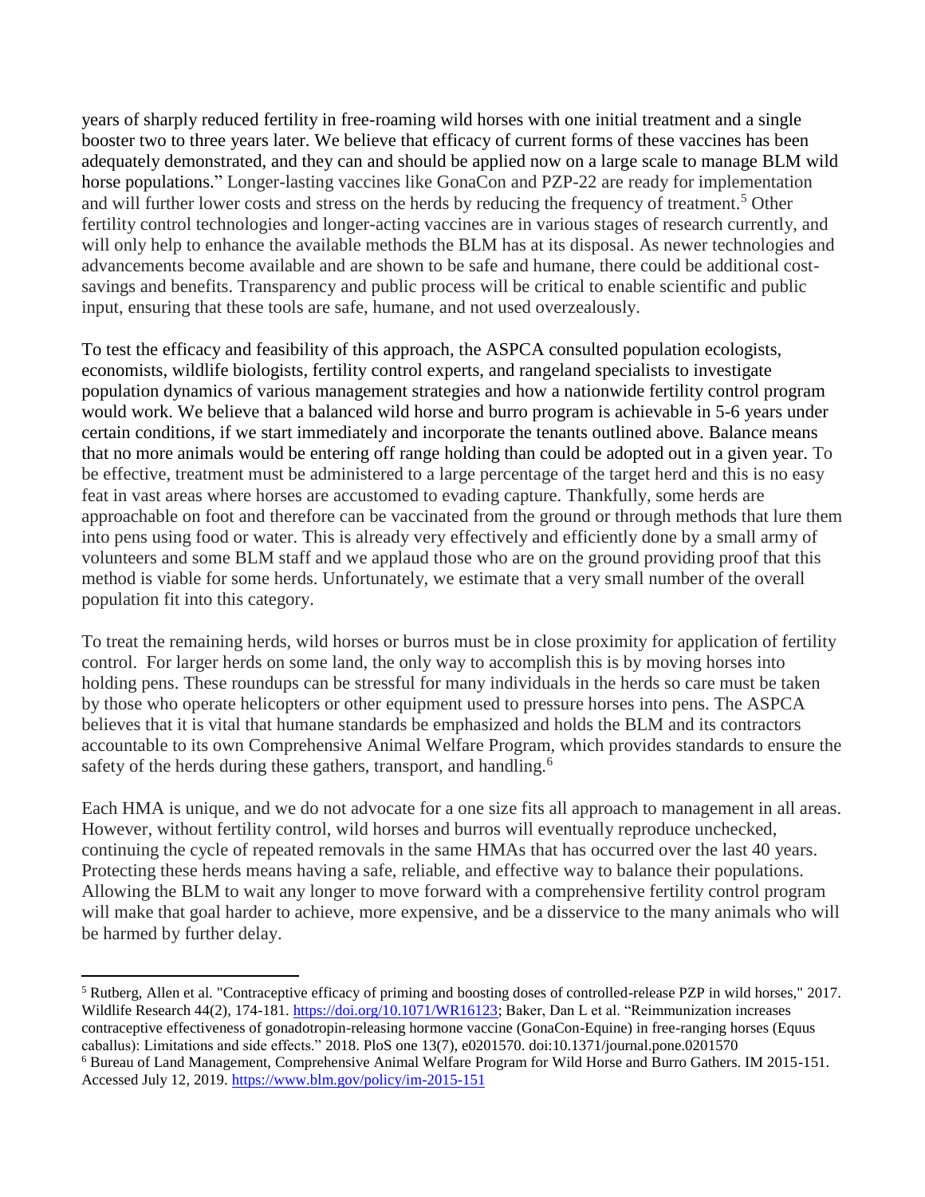years of sharply reduced fertility in free-roaming wild horses with one initial treatment and a single booster two to three years later. We believe that efficacy of current forms of these vaccines has been adequately demonstrated, and they can and should be applied now on a large scale to manage BLM wild horse populations." Longer-lasting vaccines like GonaCon and PZP-22 are ready for implementation and will further lower costs and stress on the herds by reducing the frequency of treatment.[5] Other fertility control technologies and longer-acting vaccines are in various stages of research currently, and will only help to enhance the available methods the BLM has at its disposal. As newer technologies and advancements become available and are shown to be safe and humane, there could be additional cost-savings and benefits. Transparency and public process will be critical to enable scientific and public input, ensuring that these tools are safe, humane, and not used overzealously.

To test the efficacy and feasibility of this approach, the ASPCA consulted population ecologists, economists, wildlife biologists, fertility control experts, and rangeland specialists to investigate population dynamics of various management strategies and how a nationwide fertility control program would work. We believe that a balanced wild horse and burro program is achievable in 5-6 years under certain conditions, if we start immediately and incorporate the tenants outlined above. Balance means that no more animals would be entering off range holding than could be adopted out in a given year. To be effective, treatment must be administered to a large percentage of the target herd and this is no easy feat in vast areas where horses are accustomed to evading capture. Thankfully, some herds are approachable on foot and therefore can be vaccinated from the ground or through methods that lure them into pens using food or water. This is already very effectively and efficiently done by a small army of volunteers and some BLM staff and we applaud those who are on the ground providing proof that this method is viable for some herds. Unfortunately, we estimate that a very small number of the overall population fit into this category.

To treat the remaining herds, wild horses or burros must be in close proximity for application of fertility control. For larger herds on some land, the only way to accomplish this is by moving horses into holding pens. These roundups can be stressful for many individuals in the herds so care must be taken by those who operate helicopters or other equipment used to pressure horses into pens. The ASPCA believes that it is vital that humane standards be emphasized and holds the BLM and its contractors accountable to its own Comprehensive Animal Welfare Program, which provides standards to ensure the safety of the herds during these gathers, transport, and handling.[6]

Each HMA is unique, and we do not advocate for a one size fits all approach to management in all areas. However, without fertility control, wild horses and burros will eventually reproduce unchecked, continuing the cycle of repeated removals in the same HMAs that has occurred over the last 40 years. Protecting these herds means having a safe, reliable, and effective way to balance their populations. Allowing the BLM to wait any longer to move forward with a comprehensive fertility control program will make that goal harder to achieve, more expensive, and be a disservice to the many animals who will be harmed by further delay.

---

[5] Rutberg, Allen et al. "Contraceptive efficacy of priming and boosting doses of controlled-release PZP in wild horses," 2017. Wildlife Research 44(2), 174-181. https://doi.org/10.1071/WR16123; Baker, Dan L et al. "Reimmunization increases contraceptive effectiveness of gonadotropin-releasing hormone vaccine (GonaCon-Equine) in free-ranging horses (Equus caballus): Limitations and side effects." 2018. PloS one 13(7), e0201570. doi:10.1371/journal.pone.0201570

[6] Bureau of Land Management, Comprehensive Animal Welfare Program for Wild Horse and Burro Gathers. IM 2015-151. Accessed July 12, 2019. https://www.blm.gov/policy/im-2015-151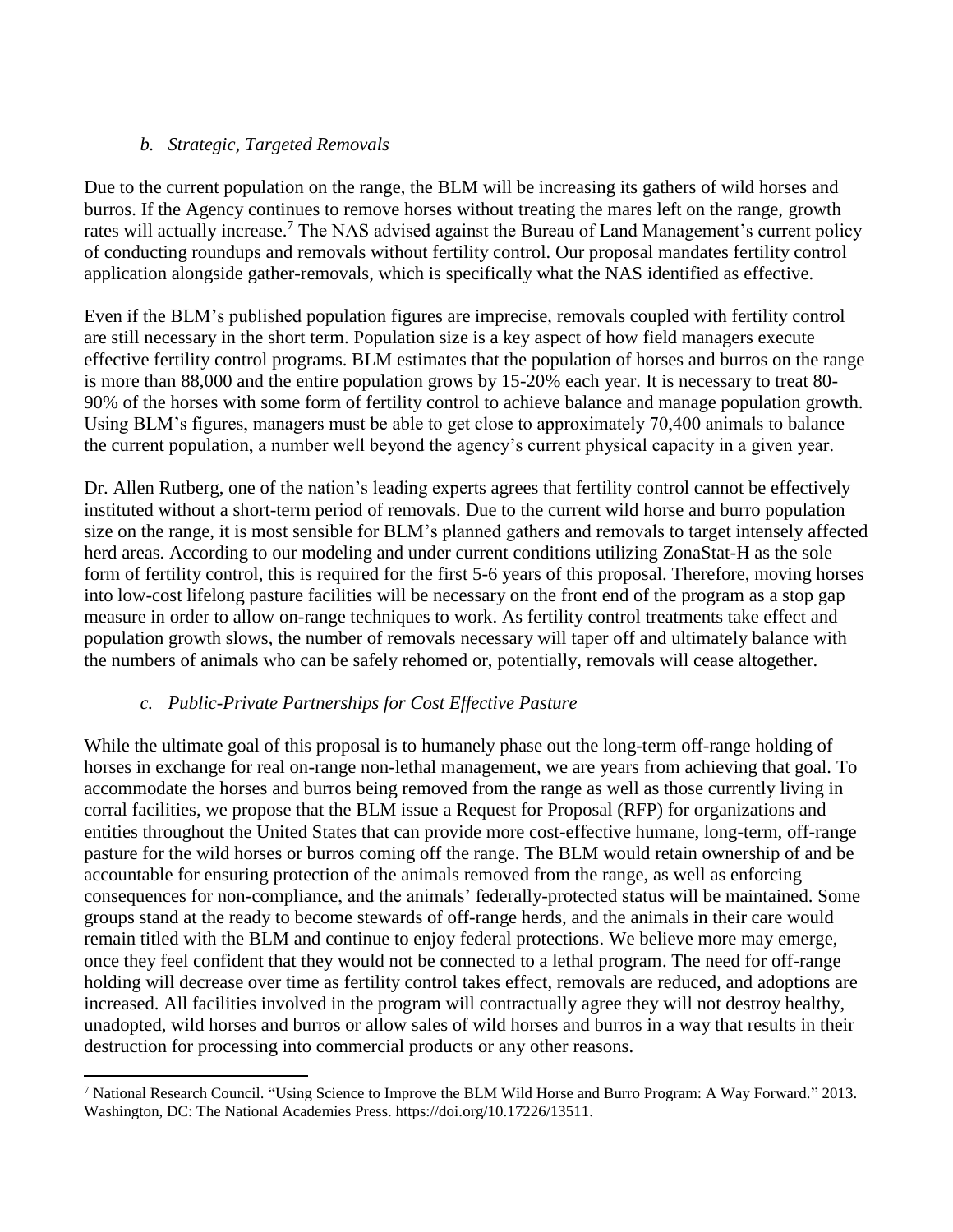### *b. Strategic, Targeted Removals*

Due to the current population on the range, the BLM will be increasing its gathers of wild horses and burros. If the Agency continues to remove horses without treating the mares left on the range, growth rates will actually increase.[7] The NAS advised against the Bureau of Land Management's current policy of conducting roundups and removals without fertility control. Our proposal mandates fertility control application alongside gather-removals, which is specifically what the NAS identified as effective.

Even if the BLM's published population figures are imprecise, removals coupled with fertility control are still necessary in the short term. Population size is a key aspect of how field managers execute effective fertility control programs. BLM estimates that the population of horses and burros on the range is more than 88,000 and the entire population grows by 15-20% each year. It is necessary to treat 80-90% of the horses with some form of fertility control to achieve balance and manage population growth. Using BLM's figures, managers must be able to get close to approximately 70,400 animals to balance the current population, a number well beyond the agency's current physical capacity in a given year.

Dr. Allen Rutberg, one of the nation's leading experts agrees that fertility control cannot be effectively instituted without a short-term period of removals. Due to the current wild horse and burro population size on the range, it is most sensible for BLM's planned gathers and removals to target intensely affected herd areas. According to our modeling and under current conditions utilizing ZonaStat-H as the sole form of fertility control, this is required for the first 5-6 years of this proposal. Therefore, moving horses into low-cost lifelong pasture facilities will be necessary on the front end of the program as a stop gap measure in order to allow on-range techniques to work. As fertility control treatments take effect and population growth slows, the number of removals necessary will taper off and ultimately balance with the numbers of animals who can be safely rehomed or, potentially, removals will cease altogether.

### *c. Public-Private Partnerships for Cost Effective Pasture*

While the ultimate goal of this proposal is to humanely phase out the long-term off-range holding of horses in exchange for real on-range non-lethal management, we are years from achieving that goal. To accommodate the horses and burros being removed from the range as well as those currently living in corral facilities, we propose that the BLM issue a Request for Proposal (RFP) for organizations and entities throughout the United States that can provide more cost-effective humane, long-term, off-range pasture for the wild horses or burros coming off the range. The BLM would retain ownership of and be accountable for ensuring protection of the animals removed from the range, as well as enforcing consequences for non-compliance, and the animals' federally-protected status will be maintained. Some groups stand at the ready to become stewards of off-range herds, and the animals in their care would remain titled with the BLM and continue to enjoy federal protections. We believe more may emerge, once they feel confident that they would not be connected to a lethal program. The need for off-range holding will decrease over time as fertility control takes effect, removals are reduced, and adoptions are increased. All facilities involved in the program will contractually agree they will not destroy healthy, unadopted, wild horses and burros or allow sales of wild horses and burros in a way that results in their destruction for processing into commercial products or any other reasons.

---

[7] National Research Council. "Using Science to Improve the BLM Wild Horse and Burro Program: A Way Forward." 2013. Washington, DC: The National Academies Press. https://doi.org/10.17226/13511.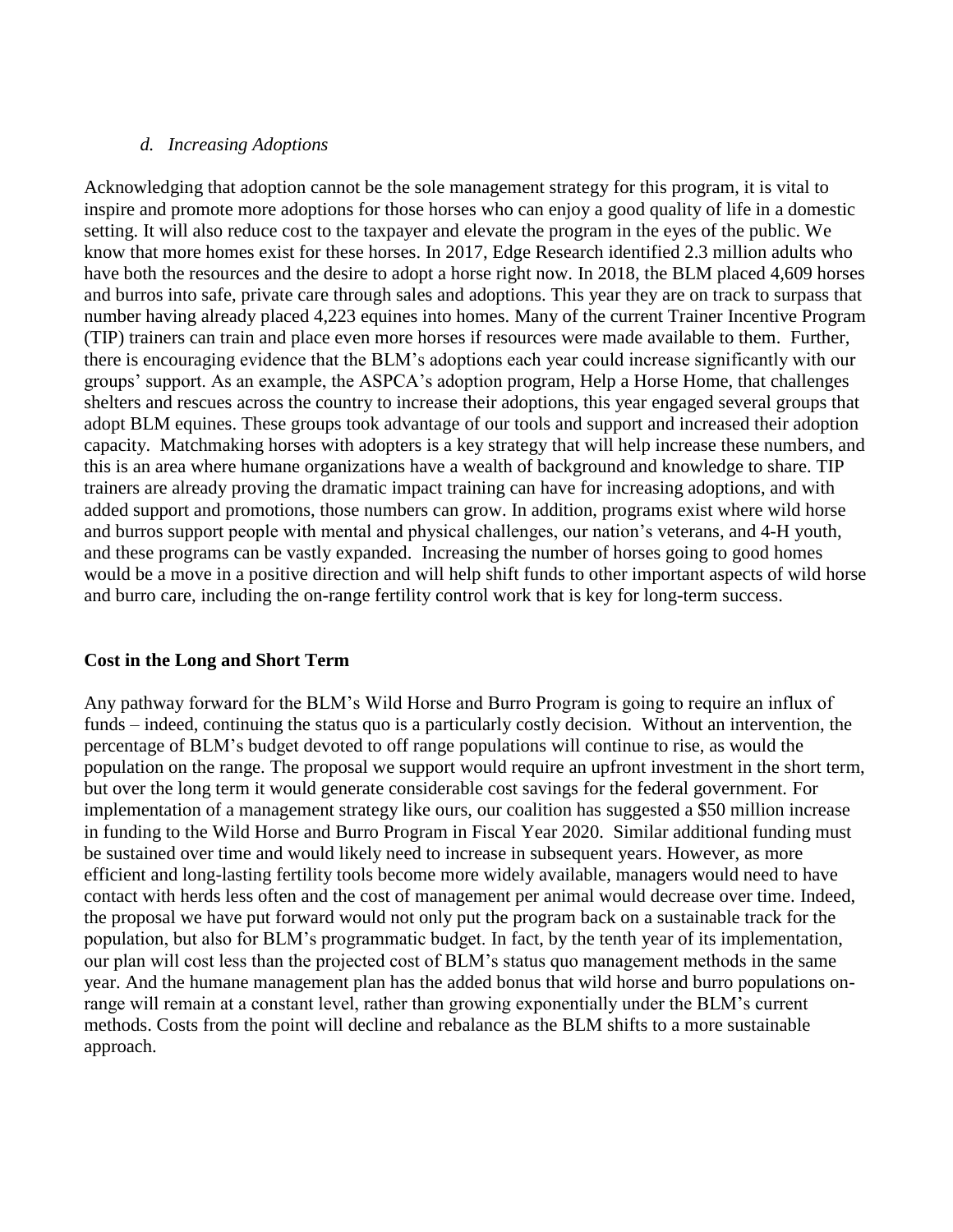### *d. Increasing Adoptions*

Acknowledging that adoption cannot be the sole management strategy for this program, it is vital to inspire and promote more adoptions for those horses who can enjoy a good quality of life in a domestic setting. It will also reduce cost to the taxpayer and elevate the program in the eyes of the public. We know that more homes exist for these horses. In 2017, Edge Research identified 2.3 million adults who have both the resources and the desire to adopt a horse right now. In 2018, the BLM placed 4,609 horses and burros into safe, private care through sales and adoptions. This year they are on track to surpass that number having already placed 4,223 equines into homes. Many of the current Trainer Incentive Program (TIP) trainers can train and place even more horses if resources were made available to them. Further, there is encouraging evidence that the BLM's adoptions each year could increase significantly with our groups' support. As an example, the ASPCA's adoption program, Help a Horse Home, that challenges shelters and rescues across the country to increase their adoptions, this year engaged several groups that adopt BLM equines. These groups took advantage of our tools and support and increased their adoption capacity. Matchmaking horses with adopters is a key strategy that will help increase these numbers, and this is an area where humane organizations have a wealth of background and knowledge to share. TIP trainers are already proving the dramatic impact training can have for increasing adoptions, and with added support and promotions, those numbers can grow. In addition, programs exist where wild horse and burros support people with mental and physical challenges, our nation's veterans, and 4-H youth, and these programs can be vastly expanded. Increasing the number of horses going to good homes would be a move in a positive direction and will help shift funds to other important aspects of wild horse and burro care, including the on-range fertility control work that is key for long-term success.

## Cost in the Long and Short Term

Any pathway forward for the BLM's Wild Horse and Burro Program is going to require an influx of funds – indeed, continuing the status quo is a particularly costly decision. Without an intervention, the percentage of BLM's budget devoted to off range populations will continue to rise, as would the population on the range. The proposal we support would require an upfront investment in the short term, but over the long term it would generate considerable cost savings for the federal government. For implementation of a management strategy like ours, our coalition has suggested a $50 million increase in funding to the Wild Horse and Burro Program in Fiscal Year 2020. Similar additional funding must be sustained over time and would likely need to increase in subsequent years. However, as more efficient and long-lasting fertility tools become more widely available, managers would need to have contact with herds less often and the cost of management per animal would decrease over time. Indeed, the proposal we have put forward would not only put the program back on a sustainable track for the population, but also for BLM's programmatic budget. In fact, by the tenth year of its implementation, our plan will cost less than the projected cost of BLM's status quo management methods in the same year. And the humane management plan has the added bonus that wild horse and burro populations on-range will remain at a constant level, rather than growing exponentially under the BLM's current methods. Costs from the point will decline and rebalance as the BLM shifts to a more sustainable approach.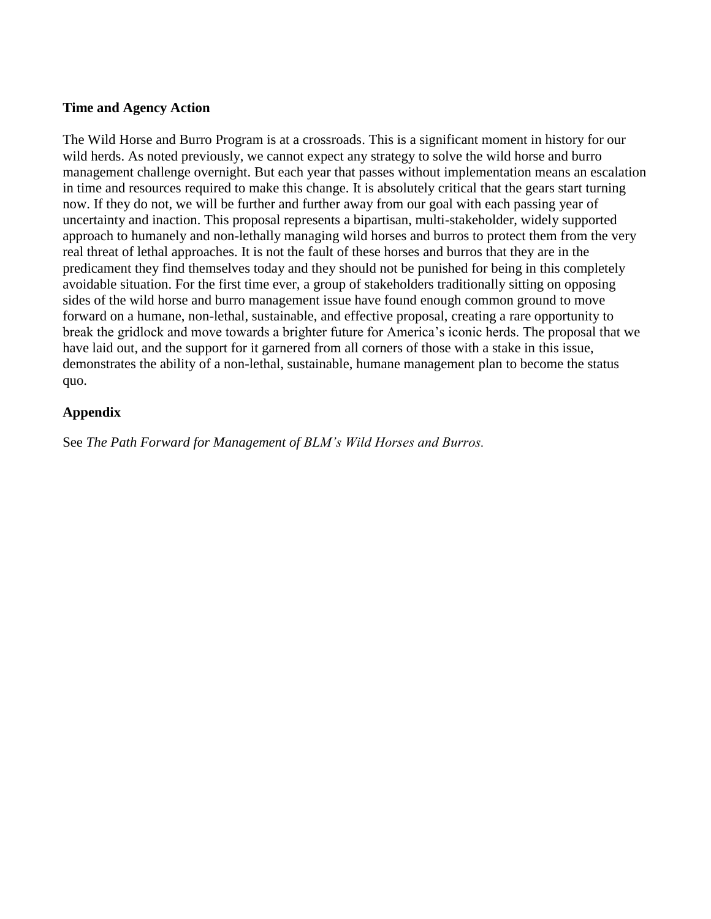**Time and Agency Action**

The Wild Horse and Burro Program is at a crossroads. This is a significant moment in history for our wild herds. As noted previously, we cannot expect any strategy to solve the wild horse and burro management challenge overnight. But each year that passes without implementation means an escalation in time and resources required to make this change. It is absolutely critical that the gears start turning now. If they do not, we will be further and further away from our goal with each passing year of uncertainty and inaction. This proposal represents a bipartisan, multi-stakeholder, widely supported approach to humanely and non-lethally managing wild horses and burros to protect them from the very real threat of lethal approaches. It is not the fault of these horses and burros that they are in the predicament they find themselves today and they should not be punished for being in this completely avoidable situation. For the first time ever, a group of stakeholders traditionally sitting on opposing sides of the wild horse and burro management issue have found enough common ground to move forward on a humane, non-lethal, sustainable, and effective proposal, creating a rare opportunity to break the gridlock and move towards a brighter future for America's iconic herds. The proposal that we have laid out, and the support for it garnered from all corners of those with a stake in this issue, demonstrates the ability of a non-lethal, sustainable, humane management plan to become the status quo.

**Appendix**

See *The Path Forward for Management of BLM's Wild Horses and Burros.*